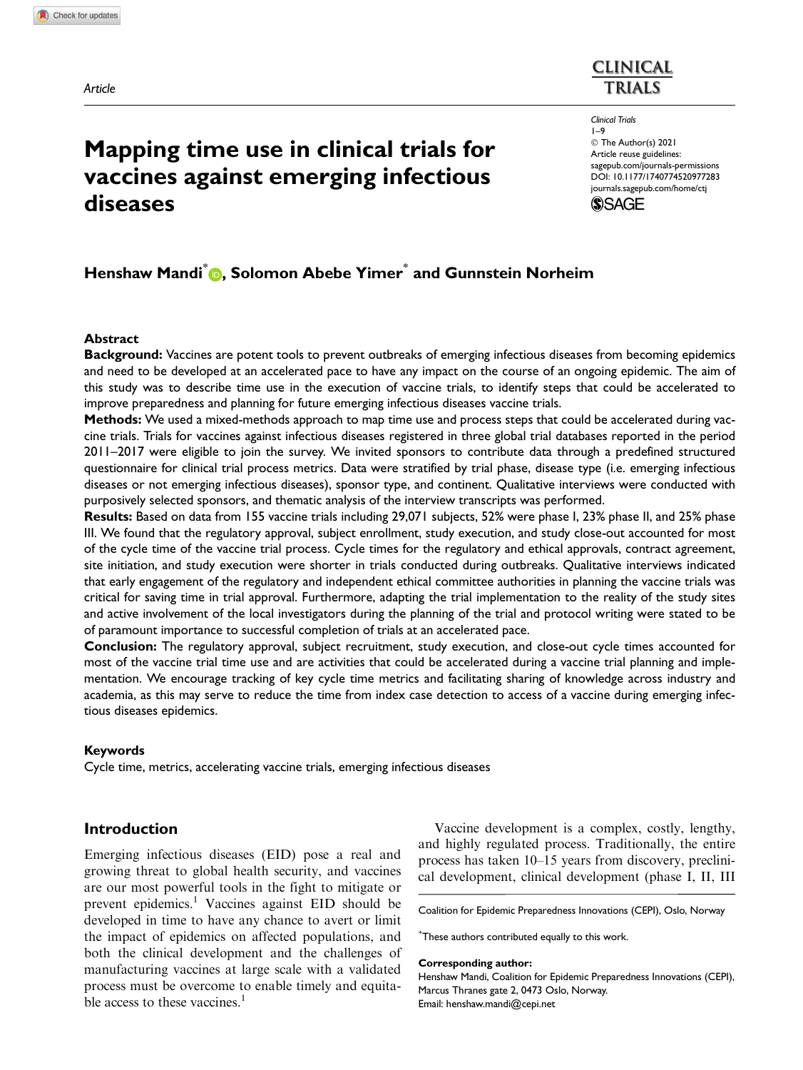Article

# Mapping time use in clinical trials for vaccines against emerging infectious diseases

**Henshaw Mandi**[*], **Solomon Abebe Yimer**[*] **and Gunnstein Norheim**

## Abstract

**Background:** Vaccines are potent tools to prevent outbreaks of emerging infectious diseases from becoming epidemics and need to be developed at an accelerated pace to have any impact on the course of an ongoing epidemic. The aim of this study was to describe time use in the execution of vaccine trials, to identify steps that could be accelerated to improve preparedness and planning for future emerging infectious diseases vaccine trials.

**Methods:** We used a mixed-methods approach to map time use and process steps that could be accelerated during vaccine trials. Trials for vaccines against infectious diseases registered in three global trial databases reported in the period 2011–2017 were eligible to join the survey. We invited sponsors to contribute data through a predefined structured questionnaire for clinical trial process metrics. Data were stratified by trial phase, disease type (i.e. emerging infectious diseases or not emerging infectious diseases), sponsor type, and continent. Qualitative interviews were conducted with purposively selected sponsors, and thematic analysis of the interview transcripts was performed.

**Results:** Based on data from 155 vaccine trials including 29,071 subjects, 52% were phase I, 23% phase II, and 25% phase III. We found that the regulatory approval, subject enrollment, study execution, and study close-out accounted for most of the cycle time of the vaccine trial process. Cycle times for the regulatory and ethical approvals, contract agreement, site initiation, and study execution were shorter in trials conducted during outbreaks. Qualitative interviews indicated that early engagement of the regulatory and independent ethical committee authorities in planning the vaccine trials was critical for saving time in trial approval. Furthermore, adapting the trial implementation to the reality of the study sites and active involvement of the local investigators during the planning of the trial and protocol writing were stated to be of paramount importance to successful completion of trials at an accelerated pace.

**Conclusion:** The regulatory approval, subject recruitment, study execution, and close-out cycle times accounted for most of the vaccine trial time use and are activities that could be accelerated during a vaccine trial planning and implementation. We encourage tracking of key cycle time metrics and facilitating sharing of knowledge across industry and academia, as this may serve to reduce the time from index case detection to access of a vaccine during emerging infectious diseases epidemics.

### Keywords

Cycle time, metrics, accelerating vaccine trials, emerging infectious diseases

## Introduction

Emerging infectious diseases (EID) pose a real and growing threat to global health security, and vaccines are our most powerful tools in the fight to mitigate or prevent epidemics.[1] Vaccines against EID should be developed in time to have any chance to avert or limit the impact of epidemics on affected populations, and both the clinical development and the challenges of manufacturing vaccines at large scale with a validated process must be overcome to enable timely and equitable access to these vaccines.[1]

Vaccine development is a complex, costly, lengthy, and highly regulated process. Traditionally, the entire process has taken 10–15 years from discovery, preclinical development, clinical development (phase I, II, III

Coalition for Epidemic Preparedness Innovations (CEPI), Oslo, Norway

[*]These authors contributed equally to this work.

**Corresponding author:**
Henshaw Mandi, Coalition for Epidemic Preparedness Innovations (CEPI), Marcus Thranes gate 2, 0473 Oslo, Norway.
Email: henshaw.mandi@cepi.net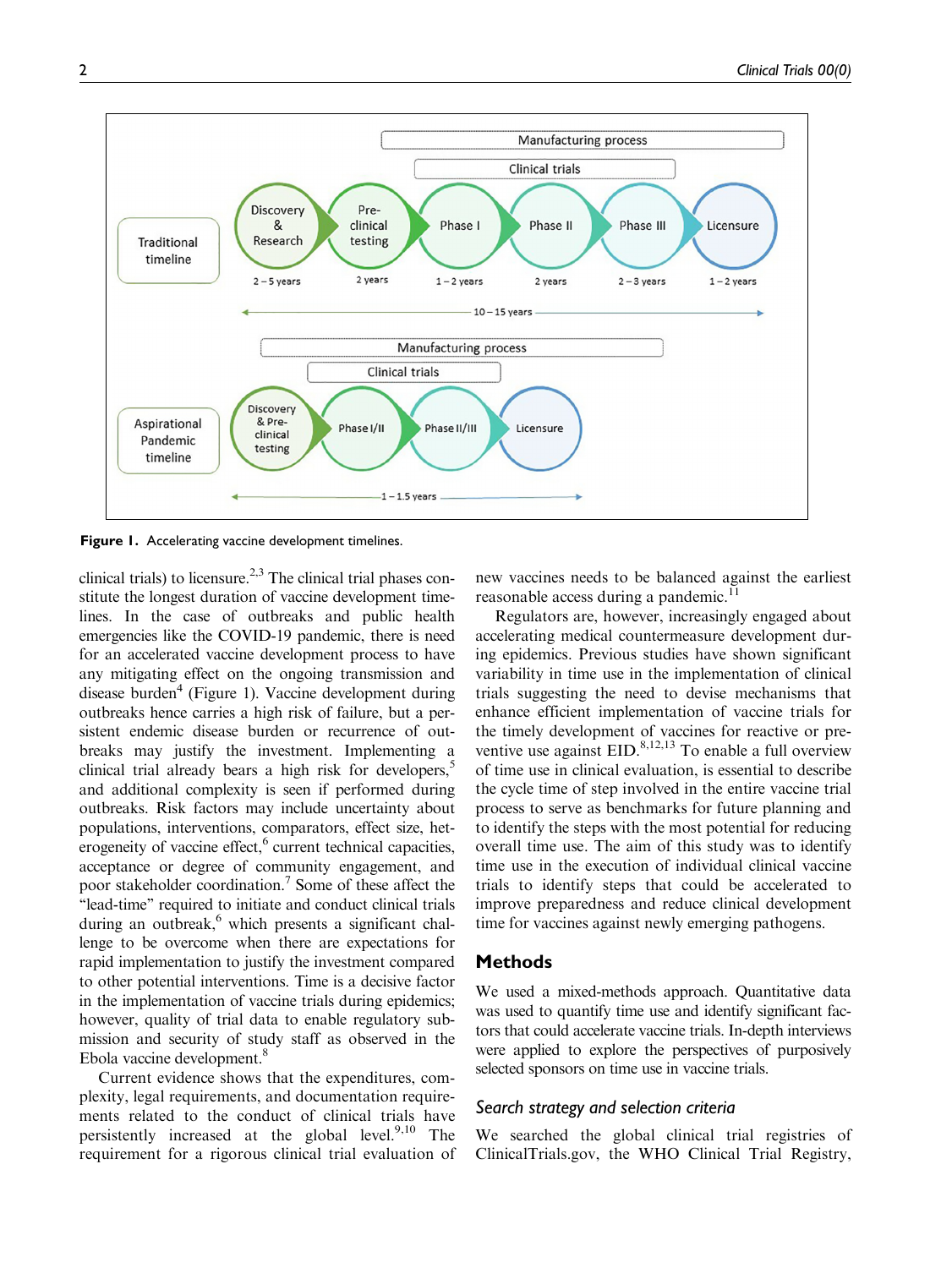Figure 1. Accelerating vaccine development timelines.

clinical trials) to licensure.[2,3] The clinical trial phases constitute the longest duration of vaccine development timelines. In the case of outbreaks and public health emergencies like the COVID-19 pandemic, there is need for an accelerated vaccine development process to have any mitigating effect on the ongoing transmission and disease burden[4] (Figure 1). Vaccine development during outbreaks hence carries a high risk of failure, but a persistent endemic disease burden or recurrence of outbreaks may justify the investment. Implementing a clinical trial already bears a high risk for developers,[5] and additional complexity is seen if performed during outbreaks. Risk factors may include uncertainty about populations, interventions, comparators, effect size, heterogeneity of vaccine effect,[6] current technical capacities, acceptance or degree of community engagement, and poor stakeholder coordination.[7] Some of these affect the "lead-time" required to initiate and conduct clinical trials during an outbreak,[6] which presents a significant challenge to be overcome when there are expectations for rapid implementation to justify the investment compared to other potential interventions. Time is a decisive factor in the implementation of vaccine trials during epidemics; however, quality of trial data to enable regulatory submission and security of study staff as observed in the Ebola vaccine development.[8]

Current evidence shows that the expenditures, complexity, legal requirements, and documentation requirements related to the conduct of clinical trials have persistently increased at the global level.[9,10] The requirement for a rigorous clinical trial evaluation of new vaccines needs to be balanced against the earliest reasonable access during a pandemic.[11]

Regulators are, however, increasingly engaged about accelerating medical countermeasure development during epidemics. Previous studies have shown significant variability in time use in the implementation of clinical trials suggesting the need to devise mechanisms that enhance efficient implementation of vaccine trials for the timely development of vaccines for reactive or preventive use against EID.[8,12,13] To enable a full overview of time use in clinical evaluation, is essential to describe the cycle time of step involved in the entire vaccine trial process to serve as benchmarks for future planning and to identify the steps with the most potential for reducing overall time use. The aim of this study was to identify time use in the execution of individual clinical vaccine trials to identify steps that could be accelerated to improve preparedness and reduce clinical development time for vaccines against newly emerging pathogens.

## Methods

We used a mixed-methods approach. Quantitative data was used to quantify time use and identify significant factors that could accelerate vaccine trials. In-depth interviews were applied to explore the perspectives of purposively selected sponsors on time use in vaccine trials.

### *Search strategy and selection criteria*

We searched the global clinical trial registries of ClinicalTrials.gov, the WHO Clinical Trial Registry,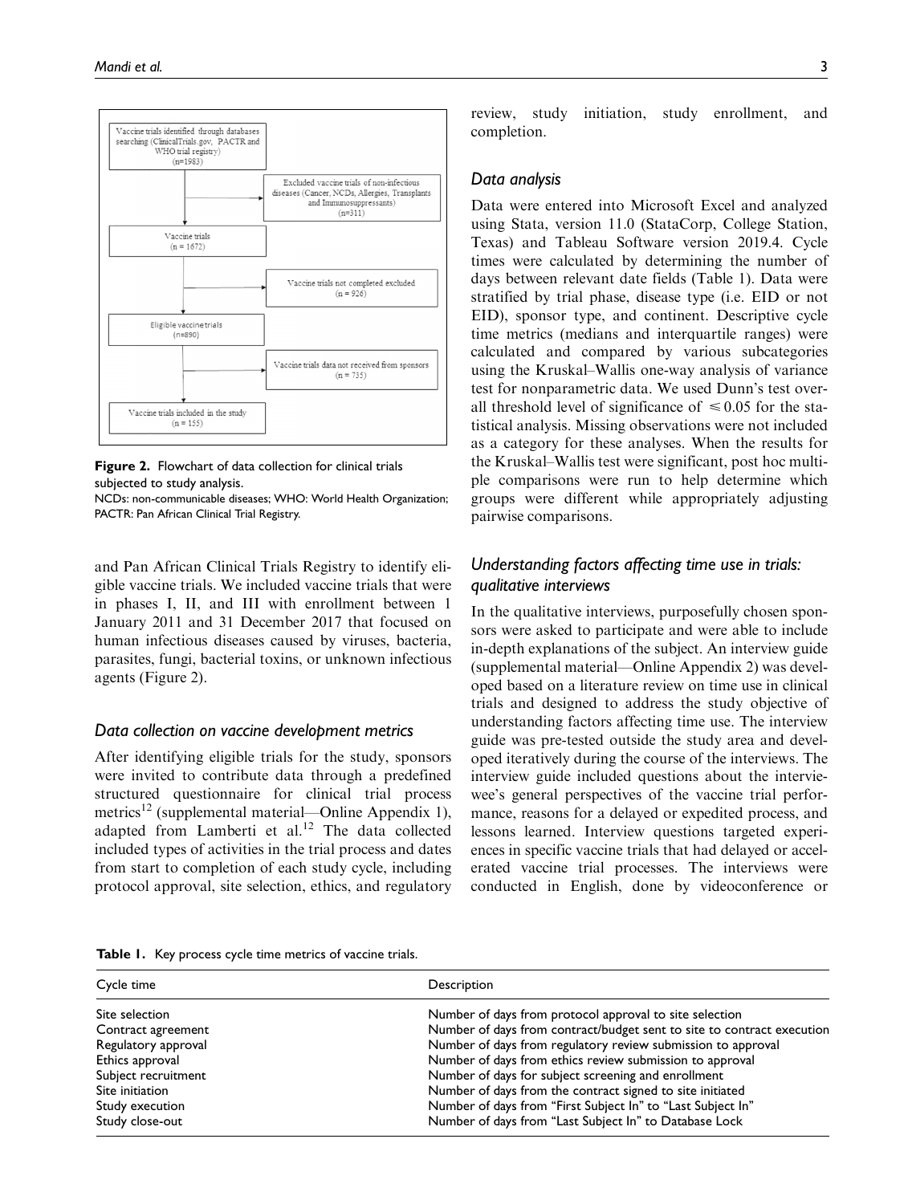Vaccine trials identified through databases searching (ClinicalTrials.gov, PACTR and WHO trial registry) (n=1983)

Excluded vaccine trials of non-infectious diseases (Cancer, NCDs, Allergies, Transplants and Immunosuppressants) (n=311)

Vaccine trials (n = 1672)

Vaccine trials not completed excluded (n = 926)

Eligible vaccine trials (n=890)

Vaccine trials data not received from sponsors (n = 735)

Vaccine trials included in the study (n = 155)

**Figure 2.** Flowchart of data collection for clinical trials subjected to study analysis.
NCDs: non-communicable diseases; WHO: World Health Organization; PACTR: Pan African Clinical Trial Registry.

and Pan African Clinical Trials Registry to identify eligible vaccine trials. We included vaccine trials that were in phases I, II, and III with enrollment between 1 January 2011 and 31 December 2017 that focused on human infectious diseases caused by viruses, bacteria, parasites, fungi, bacterial toxins, or unknown infectious agents (Figure 2).

### *Data collection on vaccine development metrics*

After identifying eligible trials for the study, sponsors were invited to contribute data through a predefined structured questionnaire for clinical trial process metrics[12] (supplemental material—Online Appendix 1), adapted from Lamberti et al.[12] The data collected included types of activities in the trial process and dates from start to completion of each study cycle, including protocol approval, site selection, ethics, and regulatory review, study initiation, study enrollment, and completion.

### *Data analysis*

Data were entered into Microsoft Excel and analyzed using Stata, version 11.0 (StataCorp, College Station, Texas) and Tableau Software version 2019.4. Cycle times were calculated by determining the number of days between relevant date fields (Table 1). Data were stratified by trial phase, disease type (i.e. EID or not EID), sponsor type, and continent. Descriptive cycle time metrics (medians and interquartile ranges) were calculated and compared by various subcategories using the Kruskal–Wallis one-way analysis of variance test for nonparametric data. We used Dunn's test overall threshold level of significance of $\leqslant 0.05$ for the statistical analysis. Missing observations were not included as a category for these analyses. When the results for the Kruskal–Wallis test were significant, post hoc multiple comparisons were run to help determine which groups were different while appropriately adjusting pairwise comparisons.

### *Understanding factors affecting time use in trials: qualitative interviews*

In the qualitative interviews, purposefully chosen sponsors were asked to participate and were able to include in-depth explanations of the subject. An interview guide (supplemental material—Online Appendix 2) was developed based on a literature review on time use in clinical trials and designed to address the study objective of understanding factors affecting time use. The interview guide was pre-tested outside the study area and developed iteratively during the course of the interviews. The interview guide included questions about the interviewee's general perspectives of the vaccine trial performance, reasons for a delayed or expedited process, and lessons learned. Interview questions targeted experiences in specific vaccine trials that had delayed or accelerated vaccine trial processes. The interviews were conducted in English, done by videoconference or

**Table 1.** Key process cycle time metrics of vaccine trials.

| Cycle time | Description |
|---|---|
| Site selection | Number of days from protocol approval to site selection |
| Contract agreement | Number of days from contract/budget sent to site to contract execution |
| Regulatory approval | Number of days from regulatory review submission to approval |
| Ethics approval | Number of days from ethics review submission to approval |
| Subject recruitment | Number of days for subject screening and enrollment |
| Site initiation | Number of days from the contract signed to site initiated |
| Study execution | Number of days from "First Subject In" to "Last Subject In" |
| Study close-out | Number of days from "Last Subject In" to Database Lock |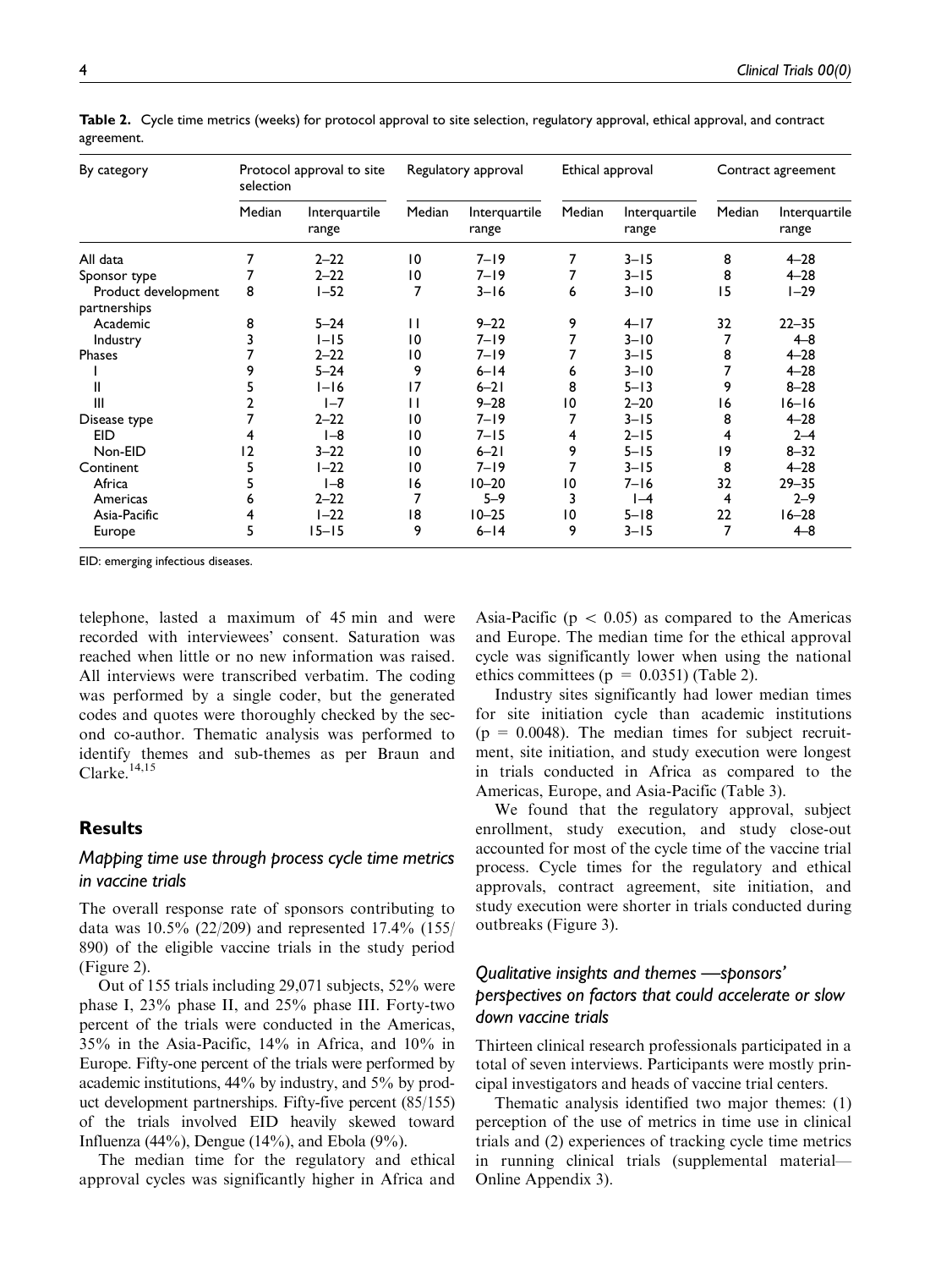**Table 2.** Cycle time metrics (weeks) for protocol approval to site selection, regulatory approval, ethical approval, and contract agreement.

| By category | Protocol approval to site selection | | Regulatory approval | | Ethical approval | | Contract agreement | |
|---|---|---|---|---|---|---|---|---|
| | Median | Interquartile range | Median | Interquartile range | Median | Interquartile range | Median | Interquartile range |
| All data | 7 | 2–22 | 10 | 7–19 | 7 | 3–15 | 8 | 4–28 |
| Sponsor type | 7 | 2–22 | 10 | 7–19 | 7 | 3–15 | 8 | 4–28 |
| Product development partnerships | 8 | 1–52 | 7 | 3–16 | 6 | 3–10 | 15 | 1–29 |
| Academic | 8 | 5–24 | 11 | 9–22 | 9 | 4–17 | 32 | 22–35 |
| Industry | 3 | 1–15 | 10 | 7–19 | 7 | 3–10 | 7 | 4–8 |
| Phases | 7 | 2–22 | 10 | 7–19 | 7 | 3–15 | 8 | 4–28 |
| I | 9 | 5–24 | 9 | 6–14 | 6 | 3–10 | 7 | 4–28 |
| II | 5 | 1–16 | 17 | 6–21 | 8 | 5–13 | 9 | 8–28 |
| III | 2 | 1–7 | 11 | 9–28 | 10 | 2–20 | 16 | 16–16 |
| Disease type | 7 | 2–22 | 10 | 7–19 | 7 | 3–15 | 8 | 4–28 |
| EID | 4 | 1–8 | 10 | 7–15 | 4 | 2–15 | 4 | 2–4 |
| Non-EID | 12 | 3–22 | 10 | 6–21 | 9 | 5–15 | 19 | 8–32 |
| Continent | 5 | 1–22 | 10 | 7–19 | 7 | 3–15 | 8 | 4–28 |
| Africa | 5 | 1–8 | 16 | 10–20 | 10 | 7–16 | 32 | 29–35 |
| Americas | 6 | 2–22 | 7 | 5–9 | 3 | 1–4 | 4 | 2–9 |
| Asia-Pacific | 4 | 1–22 | 18 | 10–25 | 10 | 5–18 | 22 | 16–28 |
| Europe | 5 | 15–15 | 9 | 6–14 | 9 | 3–15 | 7 | 4–8 |

EID: emerging infectious diseases.

telephone, lasted a maximum of 45 min and were recorded with interviewees' consent. Saturation was reached when little or no new information was raised. All interviews were transcribed verbatim. The coding was performed by a single coder, but the generated codes and quotes were thoroughly checked by the second co-author. Thematic analysis was performed to identify themes and sub-themes as per Braun and Clarke.[14,15]

## Results

### *Mapping time use through process cycle time metrics in vaccine trials*

The overall response rate of sponsors contributing to data was 10.5% (22/209) and represented 17.4% (155/890) of the eligible vaccine trials in the study period (Figure 2).

Out of 155 trials including 29,071 subjects, 52% were phase I, 23% phase II, and 25% phase III. Forty-two percent of the trials were conducted in the Americas, 35% in the Asia-Pacific, 14% in Africa, and 10% in Europe. Fifty-one percent of the trials were performed by academic institutions, 44% by industry, and 5% by product development partnerships. Fifty-five percent (85/155) of the trials involved EID heavily skewed toward Influenza (44%), Dengue (14%), and Ebola (9%).

The median time for the regulatory and ethical approval cycles was significantly higher in Africa and Asia-Pacific ($p < 0.05$) as compared to the Americas and Europe. The median time for the ethical approval cycle was significantly lower when using the national ethics committees ($p = 0.0351$) (Table 2).

Industry sites significantly had lower median times for site initiation cycle than academic institutions ($p = 0.0048$). The median times for subject recruitment, site initiation, and study execution were longest in trials conducted in Africa as compared to the Americas, Europe, and Asia-Pacific (Table 3).

We found that the regulatory approval, subject enrollment, study execution, and study close-out accounted for most of the cycle time of the vaccine trial process. Cycle times for the regulatory and ethical approvals, contract agreement, site initiation, and study execution were shorter in trials conducted during outbreaks (Figure 3).

### *Qualitative insights and themes —sponsors' perspectives on factors that could accelerate or slow down vaccine trials*

Thirteen clinical research professionals participated in a total of seven interviews. Participants were mostly principal investigators and heads of vaccine trial centers.

Thematic analysis identified two major themes: (1) perception of the use of metrics in time use in clinical trials and (2) experiences of tracking cycle time metrics in running clinical trials (supplemental material—Online Appendix 3).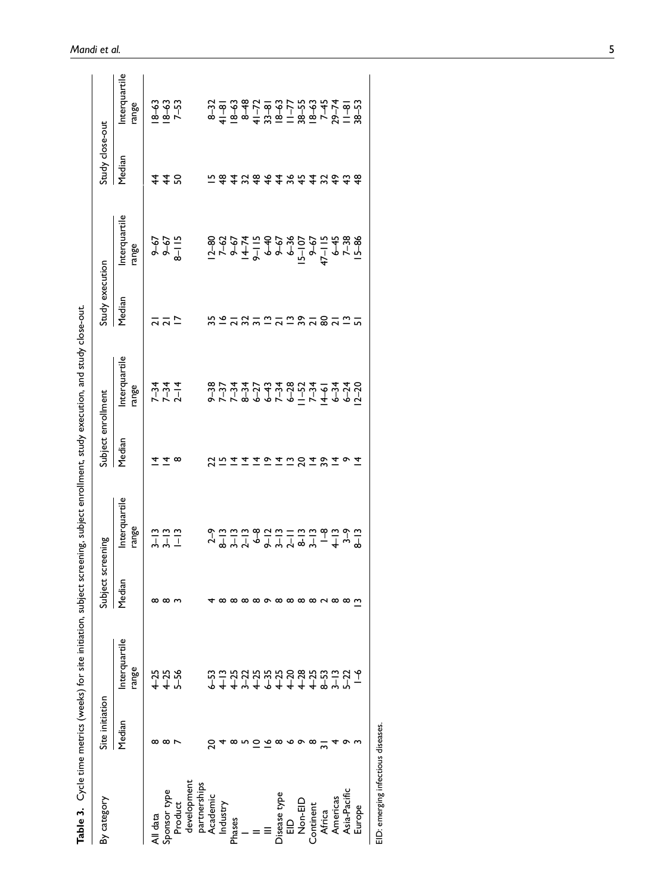**Table 3.** Cycle time metrics (weeks) for site initiation, subject screening, subject enrollment, study execution, and study close-out.

| By category | Site initiation | | Subject screening | | Subject enrollment | | Study execution | | Study close-out | |
|---|---|---|---|---|---|---|---|---|---|---|
| | Median | Interquartile range | Median | Interquartile range | Median | Interquartile range | Median | Interquartile range | Median | Interquartile range |
| All data | 8 | 4–25 | 8 | 3–13 | 14 | 7–34 | 21 | 9–67 | 44 | 18–63 |
| Sponsor type | 8 | 4–25 | 8 | 3–13 | 14 | 7–34 | 21 | 9–67 | 44 | 18–63 |
| Product development partnerships | 7 | 5–56 | 3 | 1–13 | 8 | 2–14 | 17 | 8–115 | 50 | 7–53 |
| Academic | 20 | 6–53 | 4 | 2–9 | 22 | 9–38 | 35 | 12–80 | 15 | 8–32 |
| Industry | 4 | 4–13 | 8 | 8–13 | 15 | 7–37 | 16 | 7–62 | 48 | 41–81 |
| Phases | 8 | 4–25 | 8 | 3–13 | 14 | 7–34 | 21 | 9–67 | 44 | 18–63 |
| I | 5 | 3–22 | 8 | 2–13 | 14 | 8–34 | 32 | 14–74 | 32 | 8–48 |
| II | 10 | 4–25 | 8 | 6–8 | 14 | 6–27 | 31 | 9–115 | 48 | 41–72 |
| III | 16 | 6–35 | 9 | 9–12 | 19 | 6–43 | 13 | 6–40 | 46 | 33–81 |
| Disease type | 8 | 4–25 | 8 | 3–13 | 14 | 7–34 | 21 | 9–67 | 44 | 18–63 |
| EID | 6 | 4–20 | 8 | 2–11 | 13 | 6–28 | 13 | 6–36 | 36 | 11–77 |
| Non-EID | 9 | 4–28 | 8 | 8-13 | 20 | 11–52 | 39 | 15–107 | 45 | 38–55 |
| Continent | 8 | 4–25 | 8 | 3–13 | 14 | 7–34 | 21 | 9–67 | 44 | 18–63 |
| Africa | 31 | 8–53 | 2 | 1–8 | 39 | 14–61 | 80 | 47–115 | 32 | 7–45 |
| Americas | 4 | 3–13 | 8 | 4–13 | 14 | 6–34 | 21 | 6–45 | 49 | 29–74 |
| Asia-Pacific | 9 | 5–22 | 8 | 3–9 | 9 | 6–24 | 13 | 7–38 | 43 | 11–81 |
| Europe | 3 | 1–6 | 13 | 8–13 | 14 | 12–20 | 51 | 15–86 | 48 | 38–53 |

EID: emerging infectious diseases.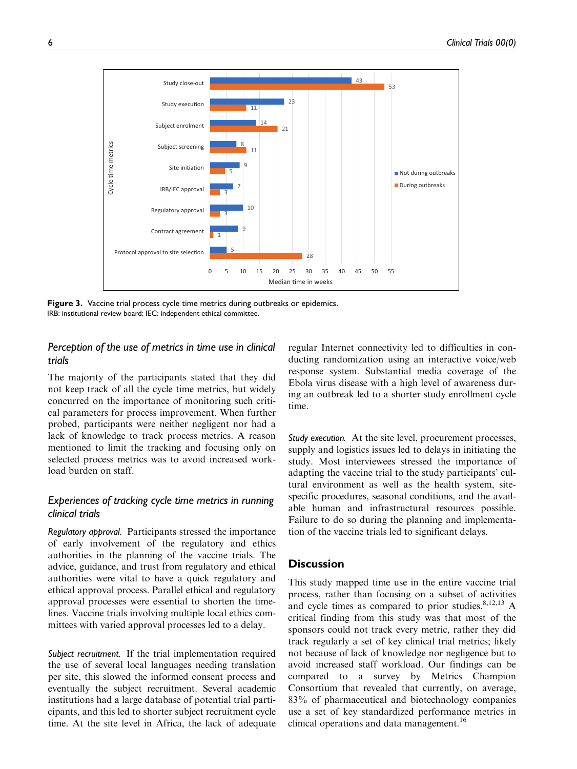**Figure 3.** Vaccine trial process cycle time metrics during outbreaks or epidemics.
IRB: institutional review board; IEC: independent ethical committee.

### *Perception of the use of metrics in time use in clinical trials*

The majority of the participants stated that they did not keep track of all the cycle time metrics, but widely concurred on the importance of monitoring such critical parameters for process improvement. When further probed, participants were neither negligent nor had a lack of knowledge to track process metrics. A reason mentioned to limit the tracking and focusing only on selected process metrics was to avoid increased workload burden on staff.

### *Experiences of tracking cycle time metrics in running clinical trials*

*Regulatory approval.* Participants stressed the importance of early involvement of the regulatory and ethics authorities in the planning of the vaccine trials. The advice, guidance, and trust from regulatory and ethical authorities were vital to have a quick regulatory and ethical approval process. Parallel ethical and regulatory approval processes were essential to shorten the timelines. Vaccine trials involving multiple local ethics committees with varied approval processes led to a delay.

*Subject recruitment.* If the trial implementation required the use of several local languages needing translation per site, this slowed the informed consent process and eventually the subject recruitment. Several academic institutions had a large database of potential trial participants, and this led to shorter subject recruitment cycle time. At the site level in Africa, the lack of adequate regular Internet connectivity led to difficulties in conducting randomization using an interactive voice/web response system. Substantial media coverage of the Ebola virus disease with a high level of awareness during an outbreak led to a shorter study enrollment cycle time.

*Study execution.* At the site level, procurement processes, supply and logistics issues led to delays in initiating the study. Most interviewees stressed the importance of adapting the vaccine trial to the study participants' cultural environment as well as the health system, site-specific procedures, seasonal conditions, and the available human and infrastructural resources possible. Failure to do so during the planning and implementation of the vaccine trials led to significant delays.

## Discussion

This study mapped time use in the entire vaccine trial process, rather than focusing on a subset of activities and cycle times as compared to prior studies.[8,12,13] A critical finding from this study was that most of the sponsors could not track every metric, rather they did track regularly a set of key clinical trial metrics; likely not because of lack of knowledge nor negligence but to avoid increased staff workload. Our findings can be compared to a survey by Metrics Champion Consortium that revealed that currently, on average, 83% of pharmaceutical and biotechnology companies use a set of key standardized performance metrics in clinical operations and data management.[16]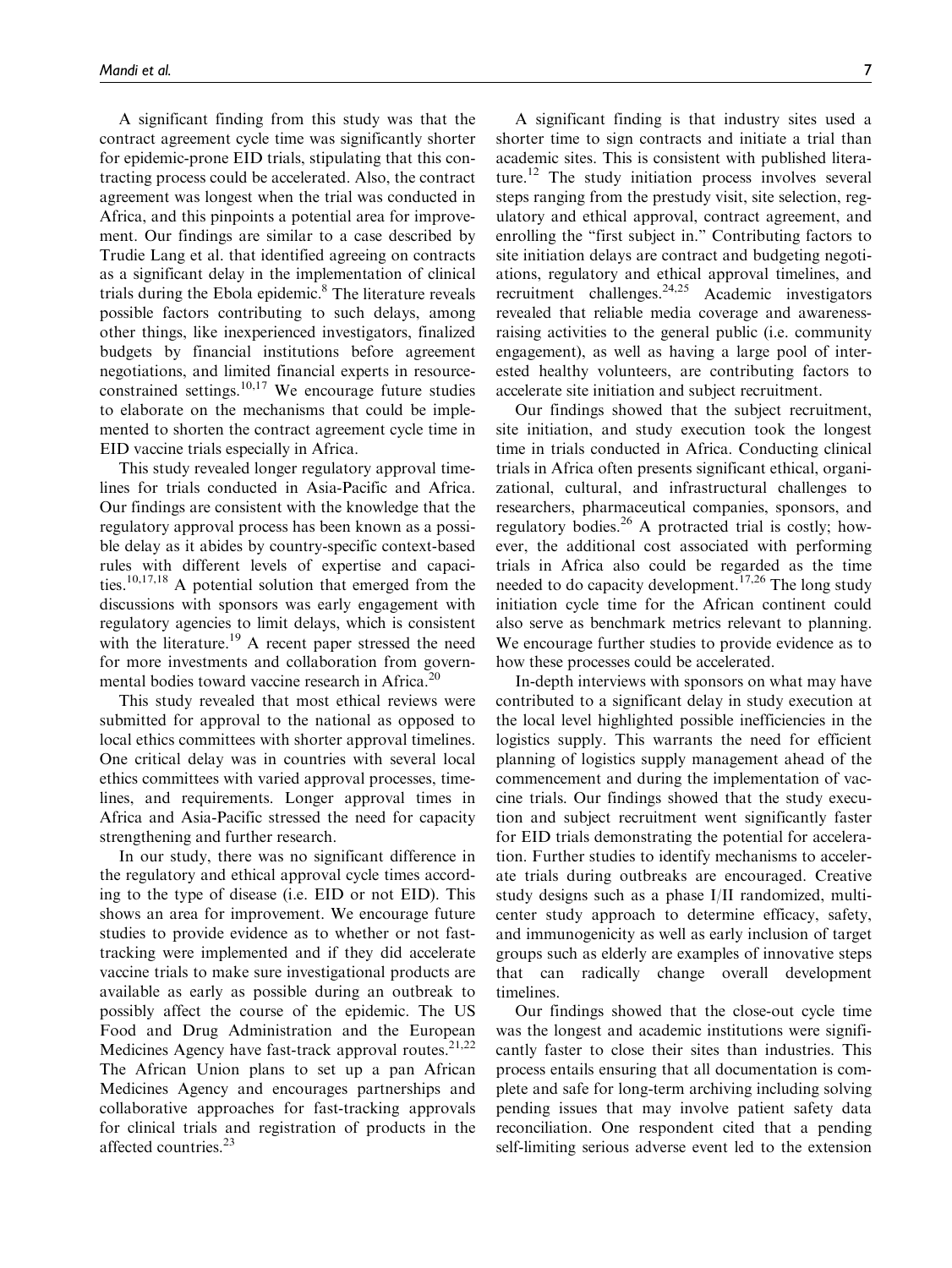A significant finding from this study was that the contract agreement cycle time was significantly shorter for epidemic-prone EID trials, stipulating that this contracting process could be accelerated. Also, the contract agreement was longest when the trial was conducted in Africa, and this pinpoints a potential area for improvement. Our findings are similar to a case described by Trudie Lang et al. that identified agreeing on contracts as a significant delay in the implementation of clinical trials during the Ebola epidemic.[8] The literature reveals possible factors contributing to such delays, among other things, like inexperienced investigators, finalized budgets by financial institutions before agreement negotiations, and limited financial experts in resource-constrained settings.[10,17] We encourage future studies to elaborate on the mechanisms that could be implemented to shorten the contract agreement cycle time in EID vaccine trials especially in Africa.

This study revealed longer regulatory approval timelines for trials conducted in Asia-Pacific and Africa. Our findings are consistent with the knowledge that the regulatory approval process has been known as a possible delay as it abides by country-specific context-based rules with different levels of expertise and capacities.[10,17,18] A potential solution that emerged from the discussions with sponsors was early engagement with regulatory agencies to limit delays, which is consistent with the literature.[19] A recent paper stressed the need for more investments and collaboration from governmental bodies toward vaccine research in Africa.[20]

This study revealed that most ethical reviews were submitted for approval to the national as opposed to local ethics committees with shorter approval timelines. One critical delay was in countries with several local ethics committees with varied approval processes, timelines, and requirements. Longer approval times in Africa and Asia-Pacific stressed the need for capacity strengthening and further research.

In our study, there was no significant difference in the regulatory and ethical approval cycle times according to the type of disease (i.e. EID or not EID). This shows an area for improvement. We encourage future studies to provide evidence as to whether or not fast-tracking were implemented and if they did accelerate vaccine trials to make sure investigational products are available as early as possible during an outbreak to possibly affect the course of the epidemic. The US Food and Drug Administration and the European Medicines Agency have fast-track approval routes.[21,22] The African Union plans to set up a pan African Medicines Agency and encourages partnerships and collaborative approaches for fast-tracking approvals for clinical trials and registration of products in the affected countries.[23]

A significant finding is that industry sites used a shorter time to sign contracts and initiate a trial than academic sites. This is consistent with published literature.[12] The study initiation process involves several steps ranging from the prestudy visit, site selection, regulatory and ethical approval, contract agreement, and enrolling the "first subject in." Contributing factors to site initiation delays are contract and budgeting negotiations, regulatory and ethical approval timelines, and recruitment challenges.[24,25] Academic investigators revealed that reliable media coverage and awareness-raising activities to the general public (i.e. community engagement), as well as having a large pool of interested healthy volunteers, are contributing factors to accelerate site initiation and subject recruitment.

Our findings showed that the subject recruitment, site initiation, and study execution took the longest time in trials conducted in Africa. Conducting clinical trials in Africa often presents significant ethical, organizational, cultural, and infrastructural challenges to researchers, pharmaceutical companies, sponsors, and regulatory bodies.[26] A protracted trial is costly; however, the additional cost associated with performing trials in Africa also could be regarded as the time needed to do capacity development.[17,26] The long study initiation cycle time for the African continent could also serve as benchmark metrics relevant to planning. We encourage further studies to provide evidence as to how these processes could be accelerated.

In-depth interviews with sponsors on what may have contributed to a significant delay in study execution at the local level highlighted possible inefficiencies in the logistics supply. This warrants the need for efficient planning of logistics supply management ahead of the commencement and during the implementation of vaccine trials. Our findings showed that the study execution and subject recruitment went significantly faster for EID trials demonstrating the potential for acceleration. Further studies to identify mechanisms to accelerate trials during outbreaks are encouraged. Creative study designs such as a phase I/II randomized, multicenter study approach to determine efficacy, safety, and immunogenicity as well as early inclusion of target groups such as elderly are examples of innovative steps that can radically change overall development timelines.

Our findings showed that the close-out cycle time was the longest and academic institutions were significantly faster to close their sites than industries. This process entails ensuring that all documentation is complete and safe for long-term archiving including solving pending issues that may involve patient safety data reconciliation. One respondent cited that a pending self-limiting serious adverse event led to the extension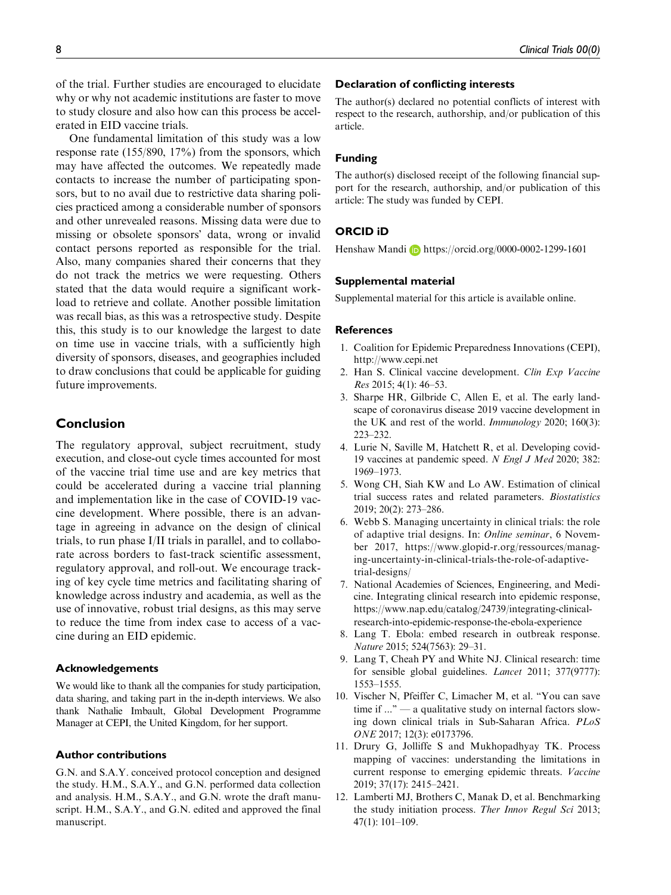of the trial. Further studies are encouraged to elucidate why or why not academic institutions are faster to move to study closure and also how can this process be accelerated in EID vaccine trials.

One fundamental limitation of this study was a low response rate (155/890, 17%) from the sponsors, which may have affected the outcomes. We repeatedly made contacts to increase the number of participating sponsors, but to no avail due to restrictive data sharing policies practiced among a considerable number of sponsors and other unrevealed reasons. Missing data were due to missing or obsolete sponsors' data, wrong or invalid contact persons reported as responsible for the trial. Also, many companies shared their concerns that they do not track the metrics we were requesting. Others stated that the data would require a significant workload to retrieve and collate. Another possible limitation was recall bias, as this was a retrospective study. Despite this, this study is to our knowledge the largest to date on time use in vaccine trials, with a sufficiently high diversity of sponsors, diseases, and geographies included to draw conclusions that could be applicable for guiding future improvements.

## Conclusion

The regulatory approval, subject recruitment, study execution, and close-out cycle times accounted for most of the vaccine trial time use and are key metrics that could be accelerated during a vaccine trial planning and implementation like in the case of COVID-19 vaccine development. Where possible, there is an advantage in agreeing in advance on the design of clinical trials, to run phase I/II trials in parallel, and to collaborate across borders to fast-track scientific assessment, regulatory approval, and roll-out. We encourage tracking of key cycle time metrics and facilitating sharing of knowledge across industry and academia, as well as the use of innovative, robust trial designs, as this may serve to reduce the time from index case to access of a vaccine during an EID epidemic.

### Acknowledgements

We would like to thank all the companies for study participation, data sharing, and taking part in the in-depth interviews. We also thank Nathalie Imbault, Global Development Programme Manager at CEPI, the United Kingdom, for her support.

### Author contributions

G.N. and S.A.Y. conceived protocol conception and designed the study. H.M., S.A.Y., and G.N. performed data collection and analysis. H.M., S.A.Y., and G.N. wrote the draft manuscript. H.M., S.A.Y., and G.N. edited and approved the final manuscript.

### Declaration of conflicting interests

The author(s) declared no potential conflicts of interest with respect to the research, authorship, and/or publication of this article.

### Funding

The author(s) disclosed receipt of the following financial support for the research, authorship, and/or publication of this article: The study was funded by CEPI.

### ORCID iD

Henshaw Mandi https://orcid.org/0000-0002-1299-1601

### Supplemental material

Supplemental material for this article is available online.

### References

1. Coalition for Epidemic Preparedness Innovations (CEPI), http://www.cepi.net
2. Han S. Clinical vaccine development. *Clin Exp Vaccine Res* 2015; 4(1): 46–53.
3. Sharpe HR, Gilbride C, Allen E, et al. The early landscape of coronavirus disease 2019 vaccine development in the UK and rest of the world. *Immunology* 2020; 160(3): 223–232.
4. Lurie N, Saville M, Hatchett R, et al. Developing covid-19 vaccines at pandemic speed. *N Engl J Med* 2020; 382: 1969–1973.
5. Wong CH, Siah KW and Lo AW. Estimation of clinical trial success rates and related parameters. *Biostatistics* 2019; 20(2): 273–286.
6. Webb S. Managing uncertainty in clinical trials: the role of adaptive trial designs. In: *Online seminar*, 6 November 2017, https://www.glopid-r.org/ressources/managing-uncertainty-in-clinical-trials-the-role-of-adaptive-trial-designs/
7. National Academies of Sciences, Engineering, and Medicine. Integrating clinical research into epidemic response, https://www.nap.edu/catalog/24739/integrating-clinical-research-into-epidemic-response-the-ebola-experience
8. Lang T. Ebola: embed research in outbreak response. *Nature* 2015; 524(7563): 29–31.
9. Lang T, Cheah PY and White NJ. Clinical research: time for sensible global guidelines. *Lancet* 2011; 377(9777): 1553–1555.
10. Vischer N, Pfeiffer C, Limacher M, et al. "You can save time if ..." — a qualitative study on internal factors slowing down clinical trials in Sub-Saharan Africa. *PLoS ONE* 2017; 12(3): e0173796.
11. Drury G, Jolliffe S and Mukhopadhyay TK. Process mapping of vaccines: understanding the limitations in current response to emerging epidemic threats. *Vaccine* 2019; 37(17): 2415–2421.
12. Lamberti MJ, Brothers C, Manak D, et al. Benchmarking the study initiation process. *Ther Innov Regul Sci* 2013; 47(1): 101–109.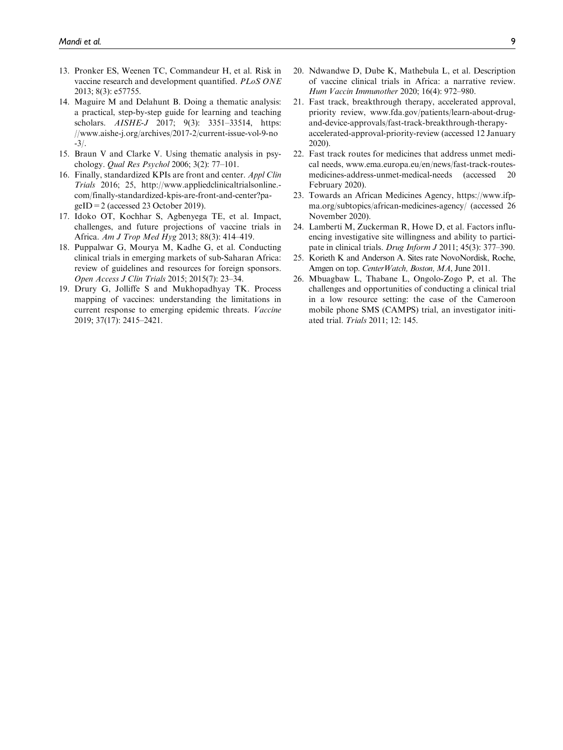13. Pronker ES, Weenen TC, Commandeur H, et al. Risk in vaccine research and development quantified. *PLoS ONE* 2013; 8(3): e57755.
14. Maguire M and Delahunt B. Doing a thematic analysis: a practical, step-by-step guide for learning and teaching scholars. *AISHE-J* 2017; 9(3): 3351–33514, https://www.aishe-j.org/archives/2017-2/current-issue-vol-9-no-3/.
15. Braun V and Clarke V. Using thematic analysis in psychology. *Qual Res Psychol* 2006; 3(2): 77–101.
16. Finally, standardized KPIs are front and center. *Appl Clin Trials* 2016; 25, http://www.appliedclinicaltrialsonline.com/finally-standardized-kpis-are-front-and-center?pageID=2 (accessed 23 October 2019).
17. Idoko OT, Kochhar S, Agbenyega TE, et al. Impact, challenges, and future projections of vaccine trials in Africa. *Am J Trop Med Hyg* 2013; 88(3): 414–419.
18. Puppalwar G, Mourya M, Kadhe G, et al. Conducting clinical trials in emerging markets of sub-Saharan Africa: review of guidelines and resources for foreign sponsors. *Open Access J Clin Trials* 2015; 2015(7): 23–34.
19. Drury G, Jolliffe S and Mukhopadhyay TK. Process mapping of vaccines: understanding the limitations in current response to emerging epidemic threats. *Vaccine* 2019; 37(17): 2415–2421.
20. Ndwandwe D, Dube K, Mathebula L, et al. Description of vaccine clinical trials in Africa: a narrative review. *Hum Vaccin Immunother* 2020; 16(4): 972–980.
21. Fast track, breakthrough therapy, accelerated approval, priority review, www.fda.gov/patients/learn-about-drug-and-device-approvals/fast-track-breakthrough-therapy-accelerated-approval-priority-review (accessed 12 January 2020).
22. Fast track routes for medicines that address unmet medical needs, www.ema.europa.eu/en/news/fast-track-routes-medicines-address-unmet-medical-needs (accessed 20 February 2020).
23. Towards an African Medicines Agency, https://www.ifpma.org/subtopics/african-medicines-agency/ (accessed 26 November 2020).
24. Lamberti M, Zuckerman R, Howe D, et al. Factors influencing investigative site willingness and ability to participate in clinical trials. *Drug Inform J* 2011; 45(3): 377–390.
25. Korieth K and Anderson A. Sites rate NovoNordisk, Roche, Amgen on top. *CenterWatch, Boston, MA*, June 2011.
26. Mbuagbaw L, Thabane L, Ongolo-Zogo P, et al. The challenges and opportunities of conducting a clinical trial in a low resource setting: the case of the Cameroon mobile phone SMS (CAMPS) trial, an investigator initiated trial. *Trials* 2011; 12: 145.